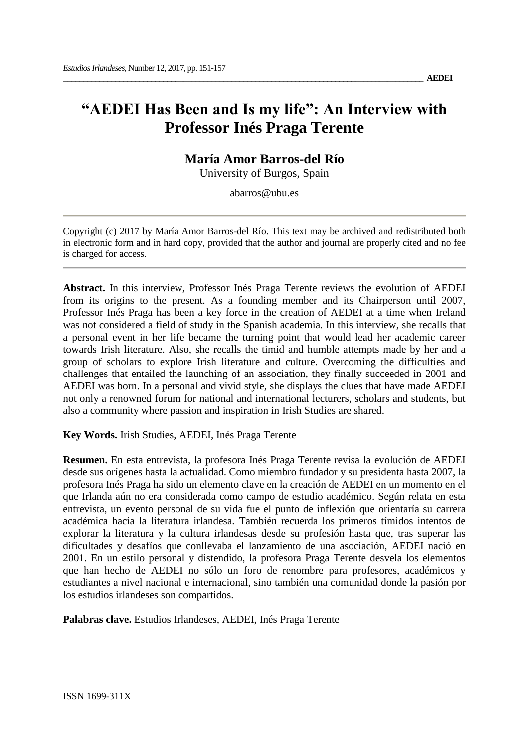# "AEDEI Has Been and Is my life": An Interview with Professor Inés Praga Terente

**María Amor Barros-del Río**

University of Burgos, Spain

abarros@ubu.es

---

Copyright (c) 2017 by María Amor Barros-del Río. This text may be archived and redistributed both in electronic form and in hard copy, provided that the author and journal are properly cited and no fee is charged for access.

---

**Abstract.** In this interview, Professor Inés Praga Terente reviews the evolution of AEDEI from its origins to the present. As a founding member and its Chairperson until 2007, Professor Inés Praga has been a key force in the creation of AEDEI at a time when Ireland was not considered a field of study in the Spanish academia. In this interview, she recalls that a personal event in her life became the turning point that would lead her academic career towards Irish literature. Also, she recalls the timid and humble attempts made by her and a group of scholars to explore Irish literature and culture. Overcoming the difficulties and challenges that entailed the launching of an association, they finally succeeded in 2001 and AEDEI was born. In a personal and vivid style, she displays the clues that have made AEDEI not only a renowned forum for national and international lecturers, scholars and students, but also a community where passion and inspiration in Irish Studies are shared.

**Key Words.** Irish Studies, AEDEI, Inés Praga Terente

**Resumen.** En esta entrevista, la profesora Inés Praga Terente revisa la evolución de AEDEI desde sus orígenes hasta la actualidad. Como miembro fundador y su presidenta hasta 2007, la profesora Inés Praga ha sido un elemento clave en la creación de AEDEI en un momento en el que Irlanda aún no era considerada como campo de estudio académico. Según relata en esta entrevista, un evento personal de su vida fue el punto de inflexión que orientaría su carrera académica hacia la literatura irlandesa. También recuerda los primeros tímidos intentos de explorar la literatura y la cultura irlandesas desde su profesión hasta que, tras superar las dificultades y desafíos que conllevaba el lanzamiento de una asociación, AEDEI nació en 2001. En un estilo personal y distendido, la profesora Praga Terente desvela los elementos que han hecho de AEDEI no sólo un foro de renombre para profesores, académicos y estudiantes a nivel nacional e internacional, sino también una comunidad donde la pasión por los estudios irlandeses son compartidos.

**Palabras clave.** Estudios Irlandeses, AEDEI, Inés Praga Terente

ISSN 1699-311X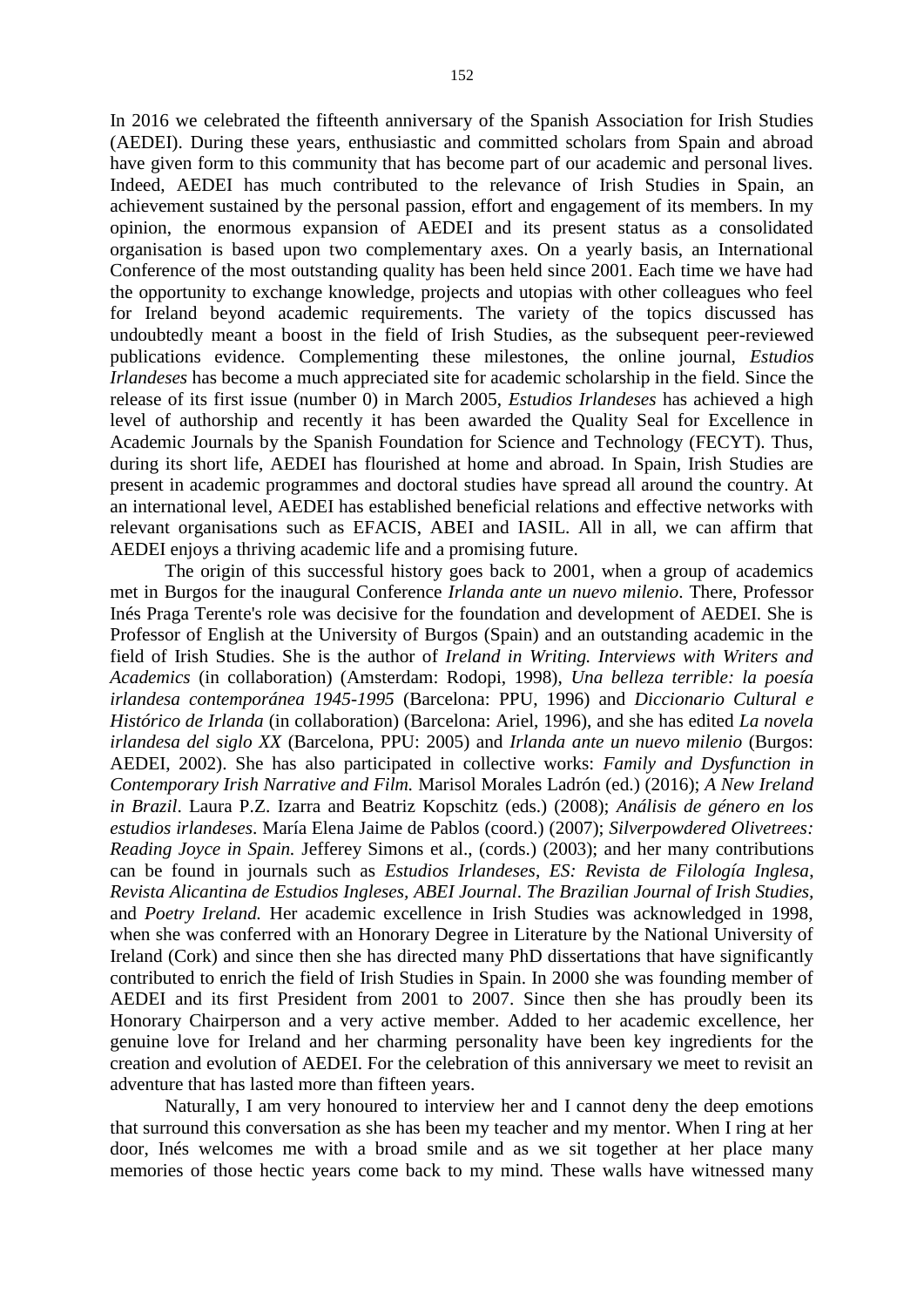In 2016 we celebrated the fifteenth anniversary of the Spanish Association for Irish Studies (AEDEI). During these years, enthusiastic and committed scholars from Spain and abroad have given form to this community that has become part of our academic and personal lives. Indeed, AEDEI has much contributed to the relevance of Irish Studies in Spain, an achievement sustained by the personal passion, effort and engagement of its members. In my opinion, the enormous expansion of AEDEI and its present status as a consolidated organisation is based upon two complementary axes. On a yearly basis, an International Conference of the most outstanding quality has been held since 2001. Each time we have had the opportunity to exchange knowledge, projects and utopias with other colleagues who feel for Ireland beyond academic requirements. The variety of the topics discussed has undoubtedly meant a boost in the field of Irish Studies, as the subsequent peer-reviewed publications evidence. Complementing these milestones, the online journal, *Estudios Irlandeses* has become a much appreciated site for academic scholarship in the field. Since the release of its first issue (number 0) in March 2005, *Estudios Irlandeses* has achieved a high level of authorship and recently it has been awarded the Quality Seal for Excellence in Academic Journals by the Spanish Foundation for Science and Technology (FECYT). Thus, during its short life, AEDEI has flourished at home and abroad. In Spain, Irish Studies are present in academic programmes and doctoral studies have spread all around the country. At an international level, AEDEI has established beneficial relations and effective networks with relevant organisations such as EFACIS, ABEI and IASIL. All in all, we can affirm that AEDEI enjoys a thriving academic life and a promising future.

The origin of this successful history goes back to 2001, when a group of academics met in Burgos for the inaugural Conference *Irlanda ante un nuevo milenio*. There, Professor Inés Praga Terente's role was decisive for the foundation and development of AEDEI. She is Professor of English at the University of Burgos (Spain) and an outstanding academic in the field of Irish Studies. She is the author of *Ireland in Writing. Interviews with Writers and Academics* (in collaboration) (Amsterdam: Rodopi, 1998), *Una belleza terrible: la poesía irlandesa contemporánea 1945-1995* (Barcelona: PPU, 1996) and *Diccionario Cultural e Histórico de Irlanda* (in collaboration) (Barcelona: Ariel, 1996), and she has edited *La novela irlandesa del siglo XX* (Barcelona, PPU: 2005) and *Irlanda ante un nuevo milenio* (Burgos: AEDEI, 2002). She has also participated in collective works: *Family and Dysfunction in Contemporary Irish Narrative and Film.* Marisol Morales Ladrón (ed.) (2016); *A New Ireland in Brazil*. Laura P.Z. Izarra and Beatriz Kopschitz (eds.) (2008); *Análisis de género en los estudios irlandeses*. María Elena Jaime de Pablos (coord.) (2007); *Silverpowdered Olivetrees: Reading Joyce in Spain.* Jefferey Simons et al., (cords.) (2003); and her many contributions can be found in journals such as *Estudios Irlandeses*, *ES: Revista de Filología Inglesa*, *Revista Alicantina de Estudios Ingleses, ABEI Journal*. *The Brazilian Journal of Irish Studies*, and *Poetry Ireland.* Her academic excellence in Irish Studies was acknowledged in 1998, when she was conferred with an Honorary Degree in Literature by the National University of Ireland (Cork) and since then she has directed many PhD dissertations that have significantly contributed to enrich the field of Irish Studies in Spain. In 2000 she was founding member of AEDEI and its first President from 2001 to 2007. Since then she has proudly been its Honorary Chairperson and a very active member. Added to her academic excellence, her genuine love for Ireland and her charming personality have been key ingredients for the creation and evolution of AEDEI. For the celebration of this anniversary we meet to revisit an adventure that has lasted more than fifteen years.

Naturally, I am very honoured to interview her and I cannot deny the deep emotions that surround this conversation as she has been my teacher and my mentor. When I ring at her door, Inés welcomes me with a broad smile and as we sit together at her place many memories of those hectic years come back to my mind. These walls have witnessed many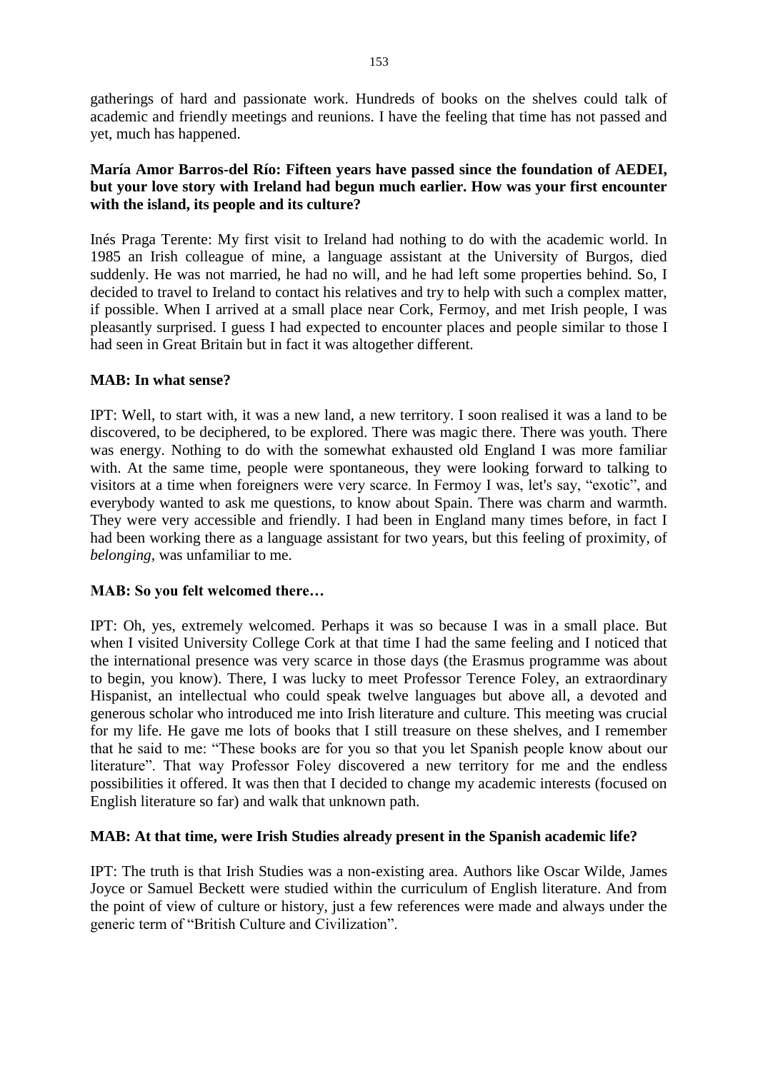gatherings of hard and passionate work. Hundreds of books on the shelves could talk of academic and friendly meetings and reunions. I have the feeling that time has not passed and yet, much has happened.

**María Amor Barros-del Río: Fifteen years have passed since the foundation of AEDEI, but your love story with Ireland had begun much earlier. How was your first encounter with the island, its people and its culture?**

Inés Praga Terente: My first visit to Ireland had nothing to do with the academic world. In 1985 an Irish colleague of mine, a language assistant at the University of Burgos, died suddenly. He was not married, he had no will, and he had left some properties behind. So, I decided to travel to Ireland to contact his relatives and try to help with such a complex matter, if possible. When I arrived at a small place near Cork, Fermoy, and met Irish people, I was pleasantly surprised. I guess I had expected to encounter places and people similar to those I had seen in Great Britain but in fact it was altogether different.

**MAB: In what sense?**

IPT: Well, to start with, it was a new land, a new territory. I soon realised it was a land to be discovered, to be deciphered, to be explored. There was magic there. There was youth. There was energy. Nothing to do with the somewhat exhausted old England I was more familiar with. At the same time, people were spontaneous, they were looking forward to talking to visitors at a time when foreigners were very scarce. In Fermoy I was, let's say, "exotic", and everybody wanted to ask me questions, to know about Spain. There was charm and warmth. They were very accessible and friendly. I had been in England many times before, in fact I had been working there as a language assistant for two years, but this feeling of proximity, of *belonging*, was unfamiliar to me.

**MAB: So you felt welcomed there…**

IPT: Oh, yes, extremely welcomed. Perhaps it was so because I was in a small place. But when I visited University College Cork at that time I had the same feeling and I noticed that the international presence was very scarce in those days (the Erasmus programme was about to begin, you know). There, I was lucky to meet Professor Terence Foley, an extraordinary Hispanist, an intellectual who could speak twelve languages but above all, a devoted and generous scholar who introduced me into Irish literature and culture. This meeting was crucial for my life. He gave me lots of books that I still treasure on these shelves, and I remember that he said to me: "These books are for you so that you let Spanish people know about our literature". That way Professor Foley discovered a new territory for me and the endless possibilities it offered. It was then that I decided to change my academic interests (focused on English literature so far) and walk that unknown path.

**MAB: At that time, were Irish Studies already present in the Spanish academic life?**

IPT: The truth is that Irish Studies was a non-existing area. Authors like Oscar Wilde, James Joyce or Samuel Beckett were studied within the curriculum of English literature. And from the point of view of culture or history, just a few references were made and always under the generic term of "British Culture and Civilization".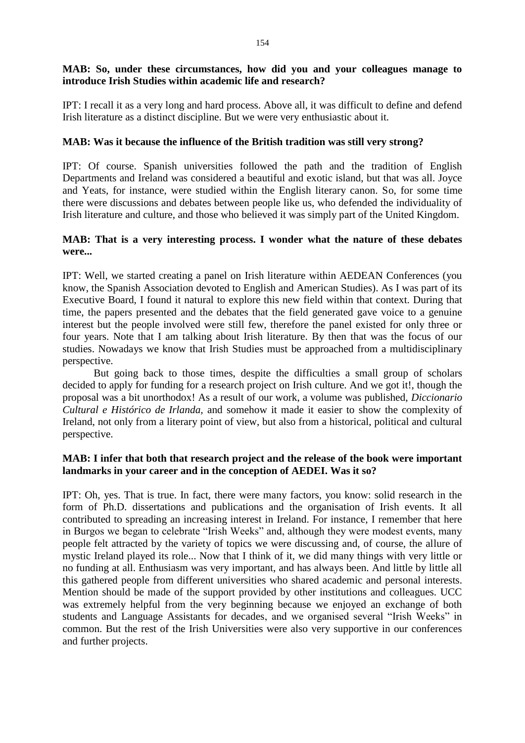**MAB: So, under these circumstances, how did you and your colleagues manage to introduce Irish Studies within academic life and research?**

IPT: I recall it as a very long and hard process. Above all, it was difficult to define and defend Irish literature as a distinct discipline. But we were very enthusiastic about it.

**MAB: Was it because the influence of the British tradition was still very strong?**

IPT: Of course. Spanish universities followed the path and the tradition of English Departments and Ireland was considered a beautiful and exotic island, but that was all. Joyce and Yeats, for instance, were studied within the English literary canon. So, for some time there were discussions and debates between people like us, who defended the individuality of Irish literature and culture, and those who believed it was simply part of the United Kingdom.

**MAB: That is a very interesting process. I wonder what the nature of these debates were...**

IPT: Well, we started creating a panel on Irish literature within AEDEAN Conferences (you know, the Spanish Association devoted to English and American Studies). As I was part of its Executive Board, I found it natural to explore this new field within that context. During that time, the papers presented and the debates that the field generated gave voice to a genuine interest but the people involved were still few, therefore the panel existed for only three or four years. Note that I am talking about Irish literature. By then that was the focus of our studies. Nowadays we know that Irish Studies must be approached from a multidisciplinary perspective.

But going back to those times, despite the difficulties a small group of scholars decided to apply for funding for a research project on Irish culture. And we got it!, though the proposal was a bit unorthodox! As a result of our work, a volume was published, *Diccionario Cultural e Histórico de Irlanda,* and somehow it made it easier to show the complexity of Ireland, not only from a literary point of view, but also from a historical, political and cultural perspective.

**MAB: I infer that both that research project and the release of the book were important landmarks in your career and in the conception of AEDEI. Was it so?**

IPT: Oh, yes. That is true. In fact, there were many factors, you know: solid research in the form of Ph.D. dissertations and publications and the organisation of Irish events. It all contributed to spreading an increasing interest in Ireland. For instance, I remember that here in Burgos we began to celebrate "Irish Weeks" and, although they were modest events, many people felt attracted by the variety of topics we were discussing and, of course, the allure of mystic Ireland played its role... Now that I think of it, we did many things with very little or no funding at all. Enthusiasm was very important, and has always been. And little by little all this gathered people from different universities who shared academic and personal interests. Mention should be made of the support provided by other institutions and colleagues. UCC was extremely helpful from the very beginning because we enjoyed an exchange of both students and Language Assistants for decades, and we organised several "Irish Weeks" in common. But the rest of the Irish Universities were also very supportive in our conferences and further projects.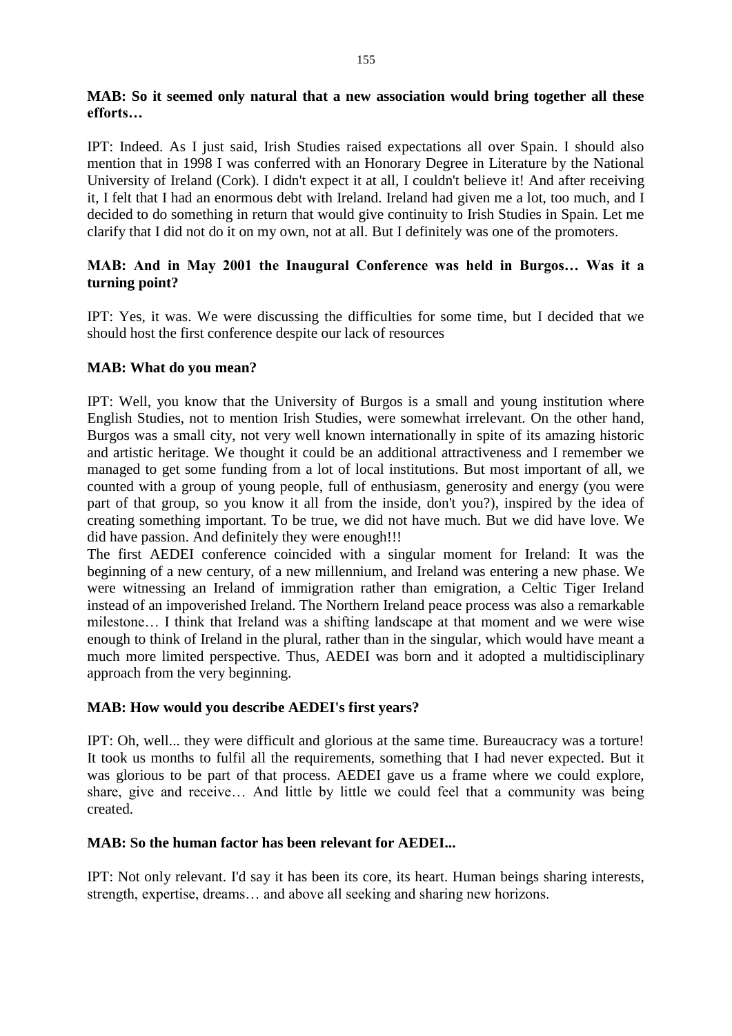**MAB: So it seemed only natural that a new association would bring together all these efforts…**

IPT: Indeed. As I just said, Irish Studies raised expectations all over Spain. I should also mention that in 1998 I was conferred with an Honorary Degree in Literature by the National University of Ireland (Cork). I didn't expect it at all, I couldn't believe it! And after receiving it, I felt that I had an enormous debt with Ireland. Ireland had given me a lot, too much, and I decided to do something in return that would give continuity to Irish Studies in Spain. Let me clarify that I did not do it on my own, not at all. But I definitely was one of the promoters.

**MAB: And in May 2001 the Inaugural Conference was held in Burgos… Was it a turning point?**

IPT: Yes, it was. We were discussing the difficulties for some time, but I decided that we should host the first conference despite our lack of resources

**MAB: What do you mean?**

IPT: Well, you know that the University of Burgos is a small and young institution where English Studies, not to mention Irish Studies, were somewhat irrelevant. On the other hand, Burgos was a small city, not very well known internationally in spite of its amazing historic and artistic heritage. We thought it could be an additional attractiveness and I remember we managed to get some funding from a lot of local institutions. But most important of all, we counted with a group of young people, full of enthusiasm, generosity and energy (you were part of that group, so you know it all from the inside, don't you?), inspired by the idea of creating something important. To be true, we did not have much. But we did have love. We did have passion. And definitely they were enough!!!

The first AEDEI conference coincided with a singular moment for Ireland: It was the beginning of a new century, of a new millennium, and Ireland was entering a new phase. We were witnessing an Ireland of immigration rather than emigration, a Celtic Tiger Ireland instead of an impoverished Ireland. The Northern Ireland peace process was also a remarkable milestone… I think that Ireland was a shifting landscape at that moment and we were wise enough to think of Ireland in the plural, rather than in the singular, which would have meant a much more limited perspective. Thus, AEDEI was born and it adopted a multidisciplinary approach from the very beginning.

**MAB: How would you describe AEDEI's first years?**

IPT: Oh, well... they were difficult and glorious at the same time. Bureaucracy was a torture! It took us months to fulfil all the requirements, something that I had never expected. But it was glorious to be part of that process. AEDEI gave us a frame where we could explore, share, give and receive… And little by little we could feel that a community was being created.

**MAB: So the human factor has been relevant for AEDEI...**

IPT: Not only relevant. I'd say it has been its core, its heart. Human beings sharing interests, strength, expertise, dreams… and above all seeking and sharing new horizons.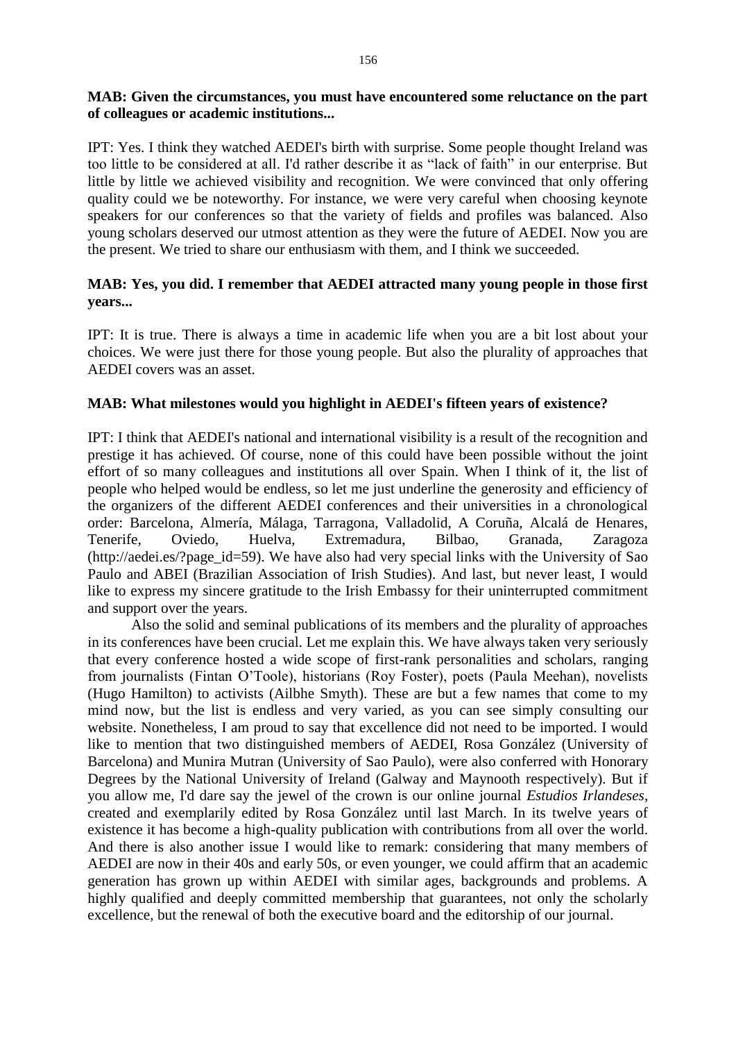**MAB: Given the circumstances, you must have encountered some reluctance on the part of colleagues or academic institutions...**

IPT: Yes. I think they watched AEDEI's birth with surprise. Some people thought Ireland was too little to be considered at all. I'd rather describe it as "lack of faith" in our enterprise. But little by little we achieved visibility and recognition. We were convinced that only offering quality could we be noteworthy. For instance, we were very careful when choosing keynote speakers for our conferences so that the variety of fields and profiles was balanced. Also young scholars deserved our utmost attention as they were the future of AEDEI. Now you are the present. We tried to share our enthusiasm with them, and I think we succeeded.

**MAB: Yes, you did. I remember that AEDEI attracted many young people in those first years...**

IPT: It is true. There is always a time in academic life when you are a bit lost about your choices. We were just there for those young people. But also the plurality of approaches that AEDEI covers was an asset.

**MAB: What milestones would you highlight in AEDEI's fifteen years of existence?**

IPT: I think that AEDEI's national and international visibility is a result of the recognition and prestige it has achieved. Of course, none of this could have been possible without the joint effort of so many colleagues and institutions all over Spain. When I think of it, the list of people who helped would be endless, so let me just underline the generosity and efficiency of the organizers of the different AEDEI conferences and their universities in a chronological order: Barcelona, Almería, Málaga, Tarragona, Valladolid, A Coruña, Alcalá de Henares, Tenerife, Oviedo, Huelva, Extremadura, Bilbao, Granada, Zaragoza (http://aedei.es/?page_id=59). We have also had very special links with the University of Sao Paulo and ABEI (Brazilian Association of Irish Studies). And last, but never least, I would like to express my sincere gratitude to the Irish Embassy for their uninterrupted commitment and support over the years.

Also the solid and seminal publications of its members and the plurality of approaches in its conferences have been crucial. Let me explain this. We have always taken very seriously that every conference hosted a wide scope of first-rank personalities and scholars, ranging from journalists (Fintan O'Toole), historians (Roy Foster), poets (Paula Meehan), novelists (Hugo Hamilton) to activists (Ailbhe Smyth). These are but a few names that come to my mind now, but the list is endless and very varied, as you can see simply consulting our website. Nonetheless, I am proud to say that excellence did not need to be imported. I would like to mention that two distinguished members of AEDEI, Rosa González (University of Barcelona) and Munira Mutran (University of Sao Paulo), were also conferred with Honorary Degrees by the National University of Ireland (Galway and Maynooth respectively). But if you allow me, I'd dare say the jewel of the crown is our online journal *Estudios Irlandeses*, created and exemplarily edited by Rosa González until last March. In its twelve years of existence it has become a high-quality publication with contributions from all over the world. And there is also another issue I would like to remark: considering that many members of AEDEI are now in their 40s and early 50s, or even younger, we could affirm that an academic generation has grown up within AEDEI with similar ages, backgrounds and problems. A highly qualified and deeply committed membership that guarantees, not only the scholarly excellence, but the renewal of both the executive board and the editorship of our journal.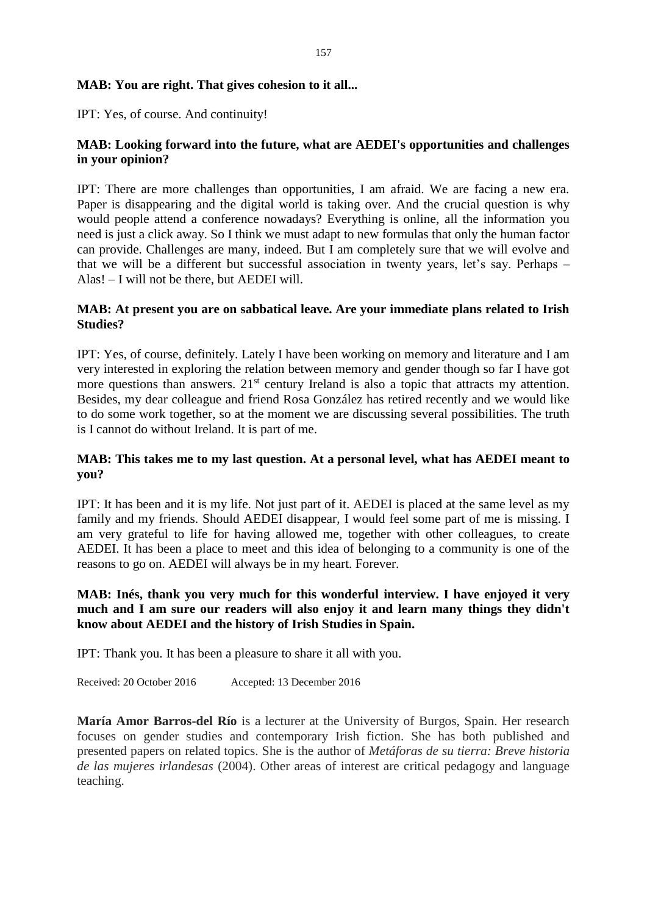**MAB: You are right. That gives cohesion to it all...**

IPT: Yes, of course. And continuity!

**MAB: Looking forward into the future, what are AEDEI's opportunities and challenges in your opinion?**

IPT: There are more challenges than opportunities, I am afraid. We are facing a new era. Paper is disappearing and the digital world is taking over. And the crucial question is why would people attend a conference nowadays? Everything is online, all the information you need is just a click away. So I think we must adapt to new formulas that only the human factor can provide. Challenges are many, indeed. But I am completely sure that we will evolve and that we will be a different but successful association in twenty years, let's say. Perhaps – Alas! – I will not be there, but AEDEI will.

**MAB: At present you are on sabbatical leave. Are your immediate plans related to Irish Studies?**

IPT: Yes, of course, definitely. Lately I have been working on memory and literature and I am very interested in exploring the relation between memory and gender though so far I have got more questions than answers. 21st century Ireland is also a topic that attracts my attention. Besides, my dear colleague and friend Rosa González has retired recently and we would like to do some work together, so at the moment we are discussing several possibilities. The truth is I cannot do without Ireland. It is part of me.

**MAB: This takes me to my last question. At a personal level, what has AEDEI meant to you?**

IPT: It has been and it is my life. Not just part of it. AEDEI is placed at the same level as my family and my friends. Should AEDEI disappear, I would feel some part of me is missing. I am very grateful to life for having allowed me, together with other colleagues, to create AEDEI. It has been a place to meet and this idea of belonging to a community is one of the reasons to go on. AEDEI will always be in my heart. Forever.

**MAB: Inés, thank you very much for this wonderful interview. I have enjoyed it very much and I am sure our readers will also enjoy it and learn many things they didn't know about AEDEI and the history of Irish Studies in Spain.**

IPT: Thank you. It has been a pleasure to share it all with you.

Received: 20 October 2016 Accepted: 13 December 2016

**María Amor Barros-del Río** is a lecturer at the University of Burgos, Spain. Her research focuses on gender studies and contemporary Irish fiction. She has both published and presented papers on related topics. She is the author of *Metáforas de su tierra: Breve historia de las mujeres irlandesas* (2004). Other areas of interest are critical pedagogy and language teaching.